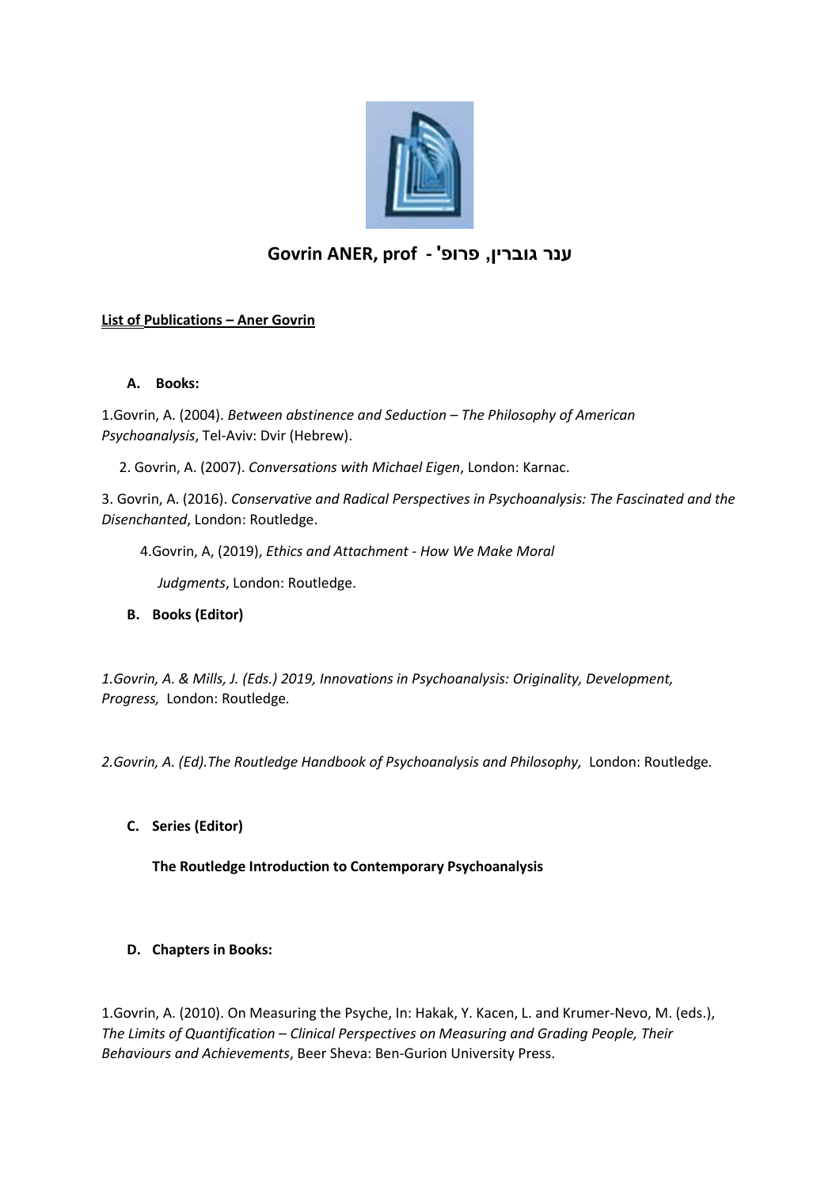# Govrin ANER, prof - ענר גוברין, פרופ'

**List of Publications – Aner Govrin**

### A. Books:

1.Govrin, A. (2004). *Between abstinence and Seduction – The Philosophy of American Psychoanalysis*, Tel-Aviv: Dvir (Hebrew).

2. Govrin, A. (2007). *Conversations with Michael Eigen*, London: Karnac.

3. Govrin, A. (2016). *Conservative and Radical Perspectives in Psychoanalysis: The Fascinated and the Disenchanted*, London: Routledge.

4.Govrin, A, (2019), *Ethics and Attachment - How We Make Moral Judgments*, London: Routledge.

### B. Books (Editor)

*1.Govrin, A. & Mills, J. (Eds.) 2019, Innovations in Psychoanalysis: Originality, Development, Progress,* London: Routledge*.*

*2.Govrin, A. (Ed).The Routledge Handbook of Psychoanalysis and Philosophy,* London: Routledge*.*

### C. Series (Editor)

**The Routledge Introduction to Contemporary Psychoanalysis**

### D. Chapters in Books:

1.Govrin, A. (2010). On Measuring the Psyche, In: Hakak, Y. Kacen, L. and Krumer-Nevo, M. (eds.), *The Limits of Quantification – Clinical Perspectives on Measuring and Grading People, Their Behaviours and Achievements*, Beer Sheva: Ben-Gurion University Press.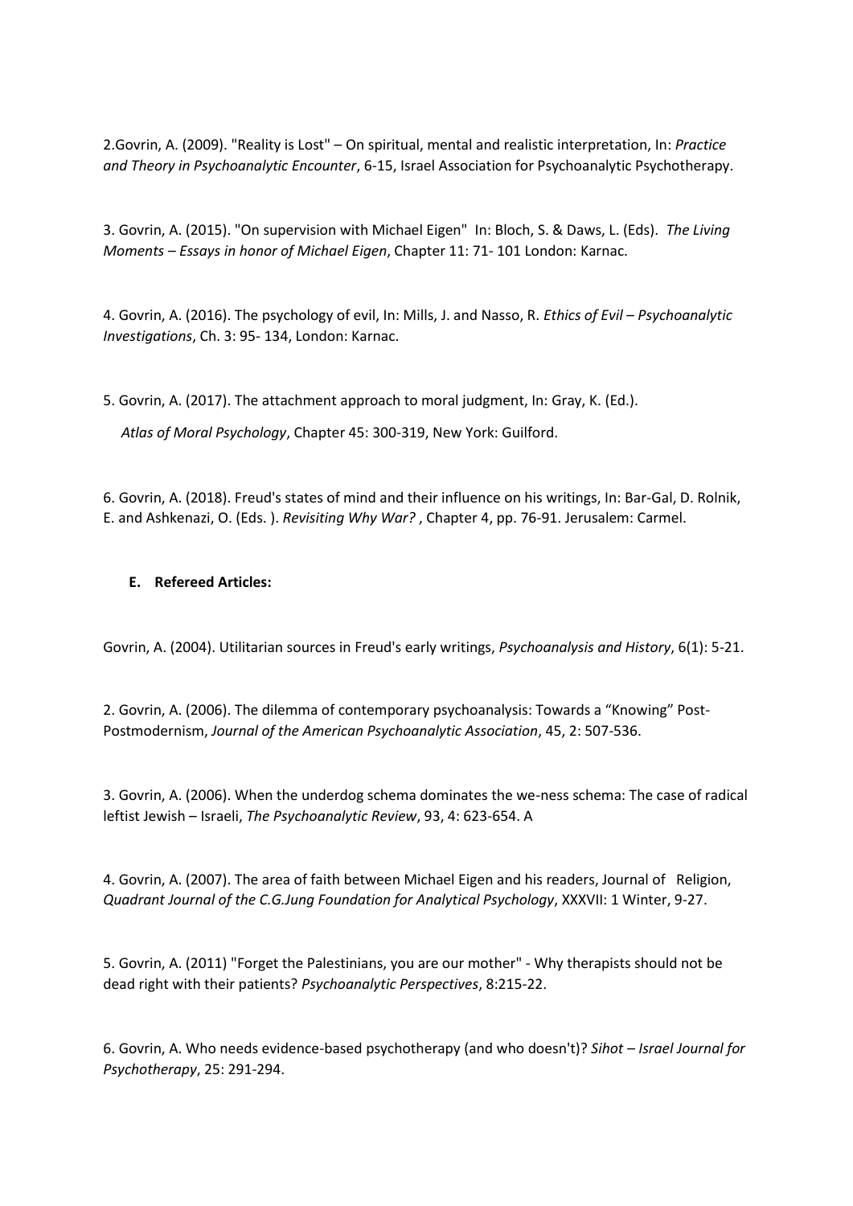2.Govrin, A. (2009). "Reality is Lost" – On spiritual, mental and realistic interpretation, In: *Practice and Theory in Psychoanalytic Encounter*, 6-15, Israel Association for Psychoanalytic Psychotherapy.

3. Govrin, A. (2015). "On supervision with Michael Eigen" In: Bloch, S. & Daws, L. (Eds). *The Living Moments – Essays in honor of Michael Eigen*, Chapter 11: 71- 101 London: Karnac.

4. Govrin, A. (2016). The psychology of evil, In: Mills, J. and Nasso, R. *Ethics of Evil – Psychoanalytic Investigations*, Ch. 3: 95- 134, London: Karnac.

5. Govrin, A. (2017). The attachment approach to moral judgment, In: Gray, K. (Ed.).

*Atlas of Moral Psychology*, Chapter 45: 300-319, New York: Guilford.

6. Govrin, A. (2018). Freud's states of mind and their influence on his writings, In: Bar-Gal, D. Rolnik, E. and Ashkenazi, O. (Eds. ). *Revisiting Why War?* , Chapter 4, pp. 76-91. Jerusalem: Carmel.

**E. Refereed Articles:**

Govrin, A. (2004). Utilitarian sources in Freud's early writings, *Psychoanalysis and History*, 6(1): 5-21.

2. Govrin, A. (2006). The dilemma of contemporary psychoanalysis: Towards a "Knowing" Post-Postmodernism, *Journal of the American Psychoanalytic Association*, 45, 2: 507-536.

3. Govrin, A. (2006). When the underdog schema dominates the we-ness schema: The case of radical leftist Jewish – Israeli, *The Psychoanalytic Review*, 93, 4: 623-654. A

4. Govrin, A. (2007). The area of faith between Michael Eigen and his readers, Journal of Religion, *Quadrant Journal of the C.G.Jung Foundation for Analytical Psychology*, XXXVII: 1 Winter, 9-27.

5. Govrin, A. (2011) "Forget the Palestinians, you are our mother" - Why therapists should not be dead right with their patients? *Psychoanalytic Perspectives*, 8:215-22.

6. Govrin, A. Who needs evidence-based psychotherapy (and who doesn't)? *Sihot – Israel Journal for Psychotherapy*, 25: 291-294.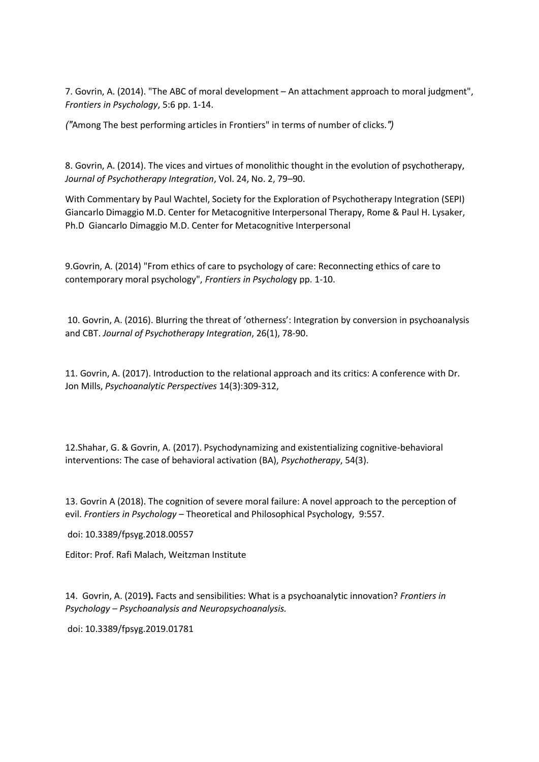7. Govrin, A. (2014). "The ABC of moral development – An attachment approach to moral judgment", *Frontiers in Psychology*, 5:6 pp. 1-14.

*("*Among The best performing articles in Frontiers" in terms of number of clicks.*")*

8. Govrin, A. (2014). The vices and virtues of monolithic thought in the evolution of psychotherapy, *Journal of Psychotherapy Integration*, Vol. 24, No. 2, 79–90.

With Commentary by Paul Wachtel, Society for the Exploration of Psychotherapy Integration (SEPI) Giancarlo Dimaggio M.D. Center for Metacognitive Interpersonal Therapy, Rome & Paul H. Lysaker, Ph.D Giancarlo Dimaggio M.D. Center for Metacognitive Interpersonal

9.Govrin, A. (2014) "From ethics of care to psychology of care: Reconnecting ethics of care to contemporary moral psychology", *Frontiers in Psycholo*gy pp. 1-10.

10. Govrin, A. (2016). Blurring the threat of 'otherness': Integration by conversion in psychoanalysis and CBT. *Journal of Psychotherapy Integration*, 26(1), 78-90.

11. Govrin, A. (2017). Introduction to the relational approach and its critics: A conference with Dr. Jon Mills, *Psychoanalytic Perspectives* 14(3):309-312,

12.Shahar, G. & Govrin, A. (2017). Psychodynamizing and existentializing cognitive-behavioral interventions: The case of behavioral activation (BA), *Psychotherapy*, 54(3).

13. Govrin A (2018). The cognition of severe moral failure: A novel approach to the perception of evil. *Frontiers in Psychology* – Theoretical and Philosophical Psychology, 9:557.

doi: 10.3389/fpsyg.2018.00557

Editor: Prof. Rafi Malach, Weitzman Institute

14. Govrin, A. (2019**).** Facts and sensibilities: What is a psychoanalytic innovation? *Frontiers in Psychology – Psychoanalysis and Neuropsychoanalysis.*

doi: 10.3389/fpsyg.2019.01781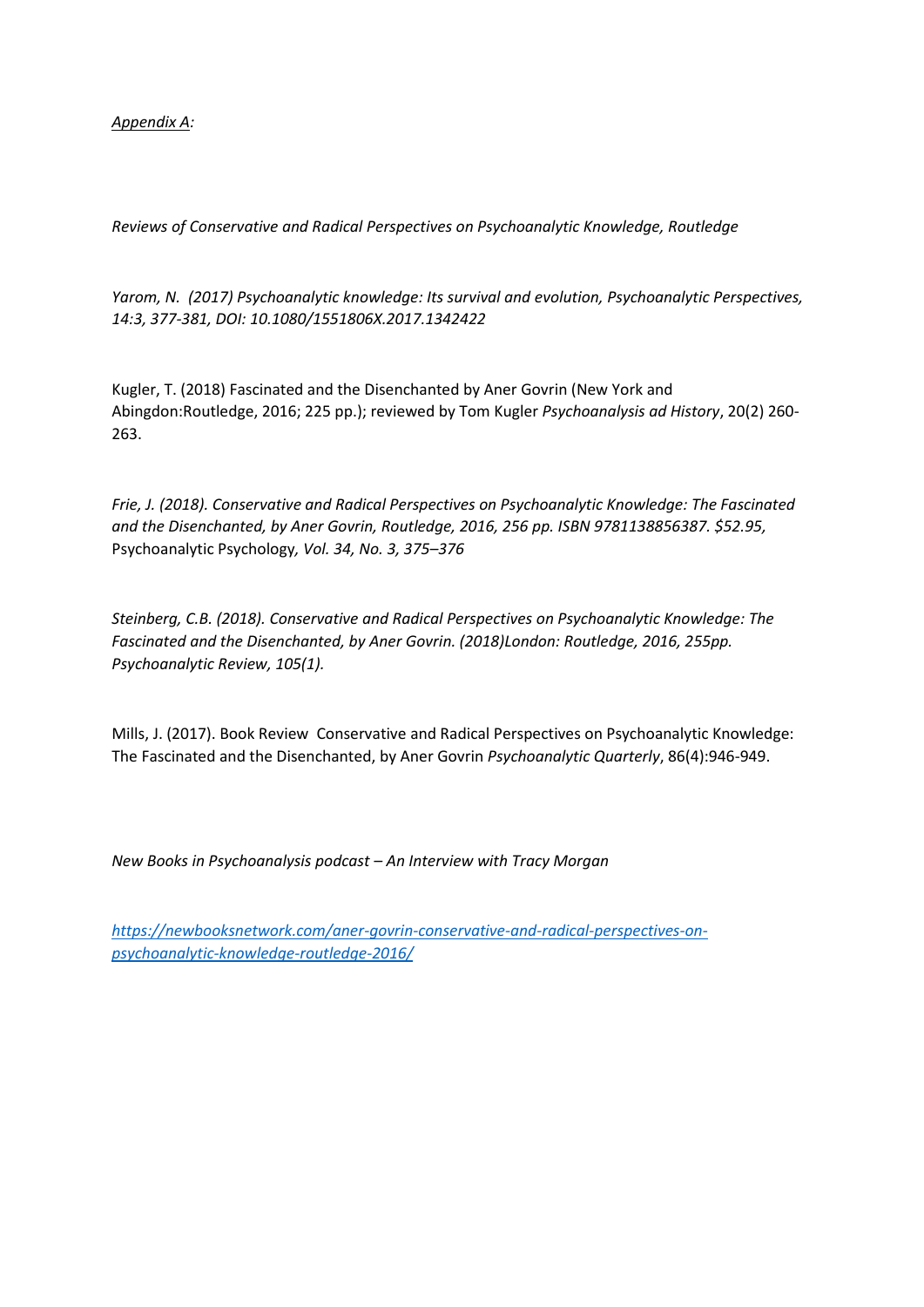*Appendix A:*

*Reviews of Conservative and Radical Perspectives on Psychoanalytic Knowledge, Routledge*

*Yarom, N. (2017) Psychoanalytic knowledge: Its survival and evolution, Psychoanalytic Perspectives, 14:3, 377-381, DOI: 10.1080/1551806X.2017.1342422*

Kugler, T. (2018) Fascinated and the Disenchanted by Aner Govrin (New York and Abingdon:Routledge, 2016; 225 pp.); reviewed by Tom Kugler *Psychoanalysis ad History*, 20(2) 260-263.

*Frie, J. (2018). Conservative and Radical Perspectives on Psychoanalytic Knowledge: The Fascinated and the Disenchanted, by Aner Govrin, Routledge, 2016, 256 pp. ISBN 9781138856387. $52.95,* Psychoanalytic Psychology*, Vol. 34, No. 3, 375–376*

*Steinberg, C.B. (2018). Conservative and Radical Perspectives on Psychoanalytic Knowledge: The Fascinated and the Disenchanted, by Aner Govrin. (2018)London: Routledge, 2016, 255pp. Psychoanalytic Review, 105(1).*

Mills, J. (2017). Book Review Conservative and Radical Perspectives on Psychoanalytic Knowledge: The Fascinated and the Disenchanted, by Aner Govrin *Psychoanalytic Quarterly*, 86(4):946-949.

*New Books in Psychoanalysis podcast – An Interview with Tracy Morgan*

*https://newbooksnetwork.com/aner-govrin-conservative-and-radical-perspectives-on-psychoanalytic-knowledge-routledge-2016/*